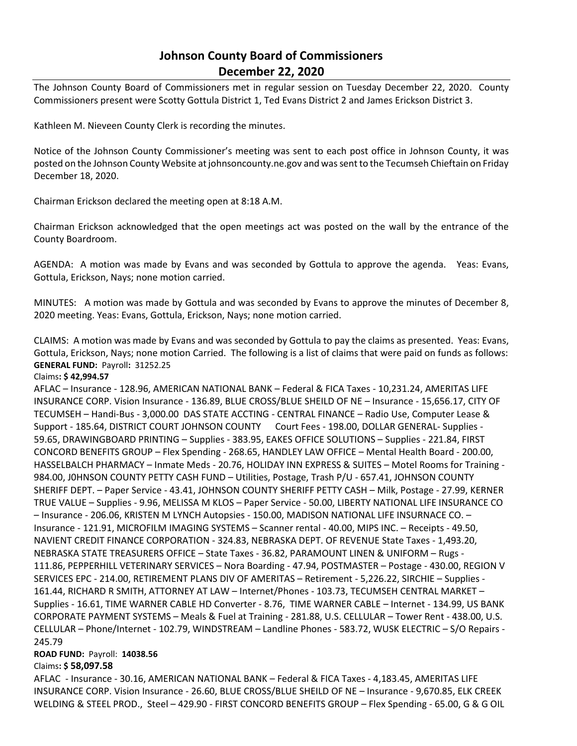# Johnson County Board of Commissioners
## December 22, 2020

The Johnson County Board of Commissioners met in regular session on Tuesday December 22, 2020. County Commissioners present were Scotty Gottula District 1, Ted Evans District 2 and James Erickson District 3.

Kathleen M. Nieveen County Clerk is recording the minutes.

Notice of the Johnson County Commissioner's meeting was sent to each post office in Johnson County, it was posted on the Johnson County Website at johnsoncounty.ne.gov and was sent to the Tecumseh Chieftain on Friday December 18, 2020.

Chairman Erickson declared the meeting open at 8:18 A.M.

Chairman Erickson acknowledged that the open meetings act was posted on the wall by the entrance of the County Boardroom.

AGENDA: A motion was made by Evans and was seconded by Gottula to approve the agenda. Yeas: Evans, Gottula, Erickson, Nays; none motion carried.

MINUTES: A motion was made by Gottula and was seconded by Evans to approve the minutes of December 8, 2020 meeting. Yeas: Evans, Gottula, Erickson, Nays; none motion carried.

CLAIMS: A motion was made by Evans and was seconded by Gottula to pay the claims as presented. Yeas: Evans, Gottula, Erickson, Nays; none motion Carried. The following is a list of claims that were paid on funds as follows:

**GENERAL FUND:** Payroll**:** 31252.25

Claims**: $ 42,994.57**

AFLAC – Insurance - 128.96, AMERICAN NATIONAL BANK – Federal & FICA Taxes - 10,231.24, AMERITAS LIFE INSURANCE CORP. Vision Insurance - 136.89, BLUE CROSS/BLUE SHEILD OF NE – Insurance - 15,656.17, CITY OF TECUMSEH – Handi-Bus - 3,000.00 DAS STATE ACCTING - CENTRAL FINANCE – Radio Use, Computer Lease & Support - 185.64, DISTRICT COURT JOHNSON COUNTY Court Fees - 198.00, DOLLAR GENERAL- Supplies - 59.65, DRAWINGBOARD PRINTING – Supplies - 383.95, EAKES OFFICE SOLUTIONS – Supplies - 221.84, FIRST CONCORD BENEFITS GROUP – Flex Spending - 268.65, HANDLEY LAW OFFICE – Mental Health Board - 200.00, HASSELBALCH PHARMACY – Inmate Meds - 20.76, HOLIDAY INN EXPRESS & SUITES – Motel Rooms for Training - 984.00, J0HNSON COUNTY PETTY CASH FUND – Utilities, Postage, Trash P/U - 657.41, JOHNSON COUNTY SHERIFF DEPT. – Paper Service - 43.41, JOHNSON COUNTY SHERIFF PETTY CASH – Milk, Postage - 27.99, KERNER TRUE VALUE – Supplies - 9.96, MELISSA M KLOS – Paper Service - 50.00, LIBERTY NATIONAL LIFE INSURANCE CO – Insurance - 206.06, KRISTEN M LYNCH Autopsies - 150.00, MADISON NATIONAL LIFE INSURNACE CO. – Insurance - 121.91, MICROFILM IMAGING SYSTEMS – Scanner rental - 40.00, MIPS INC. – Receipts - 49.50, NAVIENT CREDIT FINANCE CORPORATION - 324.83, NEBRASKA DEPT. OF REVENUE State Taxes - 1,493.20, NEBRASKA STATE TREASURERS OFFICE – State Taxes - 36.82, PARAMOUNT LINEN & UNIFORM – Rugs - 111.86, PEPPERHILL VETERINARY SERVICES – Nora Boarding - 47.94, POSTMASTER – Postage - 430.00, REGION V SERVICES EPC - 214.00, RETIREMENT PLANS DIV OF AMERITAS – Retirement - 5,226.22, SIRCHIE – Supplies - 161.44, RICHARD R SMITH, ATTORNEY AT LAW – Internet/Phones - 103.73, TECUMSEH CENTRAL MARKET – Supplies - 16.61, TIME WARNER CABLE HD Converter - 8.76, TIME WARNER CABLE – Internet - 134.99, US BANK CORPORATE PAYMENT SYSTEMS – Meals & Fuel at Training - 281.88, U.S. CELLULAR – Tower Rent - 438.00, U.S. CELLULAR – Phone/Internet - 102.79, WINDSTREAM – Landline Phones - 583.72, WUSK ELECTRIC – S/O Repairs - 245.79

**ROAD FUND:** Payroll: **14038.56**

Claims**: $ 58,097.58**

AFLAC - Insurance - 30.16, AMERICAN NATIONAL BANK – Federal & FICA Taxes - 4,183.45, AMERITAS LIFE INSURANCE CORP. Vision Insurance - 26.60, BLUE CROSS/BLUE SHEILD OF NE – Insurance - 9,670.85, ELK CREEK WELDING & STEEL PROD., Steel – 429.90 - FIRST CONCORD BENEFITS GROUP – Flex Spending - 65.00, G & G OIL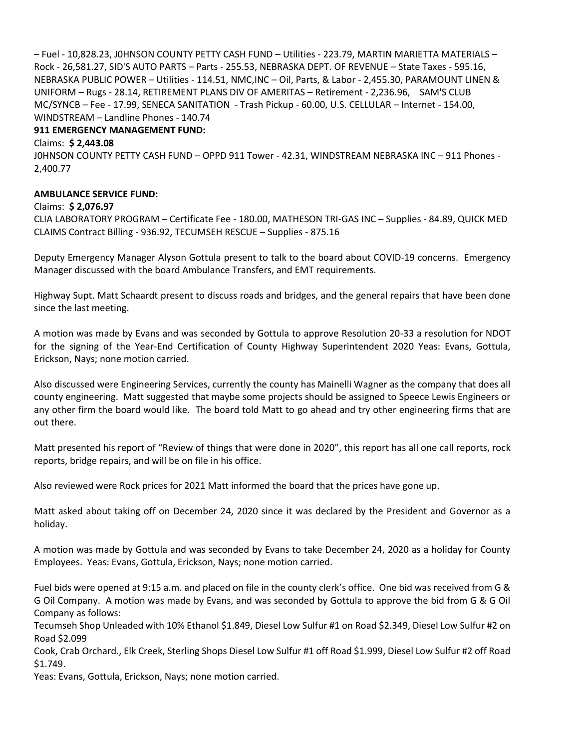– Fuel - 10,828.23, J0HNSON COUNTY PETTY CASH FUND – Utilities - 223.79, MARTIN MARIETTA MATERIALS – Rock - 26,581.27, SID'S AUTO PARTS – Parts - 255.53, NEBRASKA DEPT. OF REVENUE – State Taxes - 595.16, NEBRASKA PUBLIC POWER – Utilities - 114.51, NMC,INC – Oil, Parts, & Labor - 2,455.30, PARAMOUNT LINEN & UNIFORM – Rugs - 28.14, RETIREMENT PLANS DIV OF AMERITAS – Retirement - 2,236.96, SAM'S CLUB MC/SYNCB – Fee - 17.99, SENECA SANITATION - Trash Pickup - 60.00, U.S. CELLULAR – Internet - 154.00, WINDSTREAM – Landline Phones - 140.74

**911 EMERGENCY MANAGEMENT FUND:**

Claims: **$ 2,443.08**

J0HNSON COUNTY PETTY CASH FUND – OPPD 911 Tower - 42.31, WINDSTREAM NEBRASKA INC – 911 Phones - 2,400.77

**AMBULANCE SERVICE FUND:**

Claims: **$ 2,076.97**

CLIA LABORATORY PROGRAM – Certificate Fee - 180.00, MATHESON TRI-GAS INC – Supplies - 84.89, QUICK MED CLAIMS Contract Billing - 936.92, TECUMSEH RESCUE – Supplies - 875.16

Deputy Emergency Manager Alyson Gottula present to talk to the board about COVID-19 concerns. Emergency Manager discussed with the board Ambulance Transfers, and EMT requirements.

Highway Supt. Matt Schaardt present to discuss roads and bridges, and the general repairs that have been done since the last meeting.

A motion was made by Evans and was seconded by Gottula to approve Resolution 20-33 a resolution for NDOT for the signing of the Year-End Certification of County Highway Superintendent 2020 Yeas: Evans, Gottula, Erickson, Nays; none motion carried.

Also discussed were Engineering Services, currently the county has Mainelli Wagner as the company that does all county engineering. Matt suggested that maybe some projects should be assigned to Speece Lewis Engineers or any other firm the board would like. The board told Matt to go ahead and try other engineering firms that are out there.

Matt presented his report of "Review of things that were done in 2020", this report has all one call reports, rock reports, bridge repairs, and will be on file in his office.

Also reviewed were Rock prices for 2021 Matt informed the board that the prices have gone up.

Matt asked about taking off on December 24, 2020 since it was declared by the President and Governor as a holiday.

A motion was made by Gottula and was seconded by Evans to take December 24, 2020 as a holiday for County Employees. Yeas: Evans, Gottula, Erickson, Nays; none motion carried.

Fuel bids were opened at 9:15 a.m. and placed on file in the county clerk's office. One bid was received from G & G Oil Company. A motion was made by Evans, and was seconded by Gottula to approve the bid from G & G Oil Company as follows:

Tecumseh Shop Unleaded with 10% Ethanol $1.849, Diesel Low Sulfur #1 on Road $2.349, Diesel Low Sulfur #2 on Road $2.099

Cook, Crab Orchard., Elk Creek, Sterling Shops Diesel Low Sulfur #1 off Road $1.999, Diesel Low Sulfur #2 off Road $1.749.

Yeas: Evans, Gottula, Erickson, Nays; none motion carried.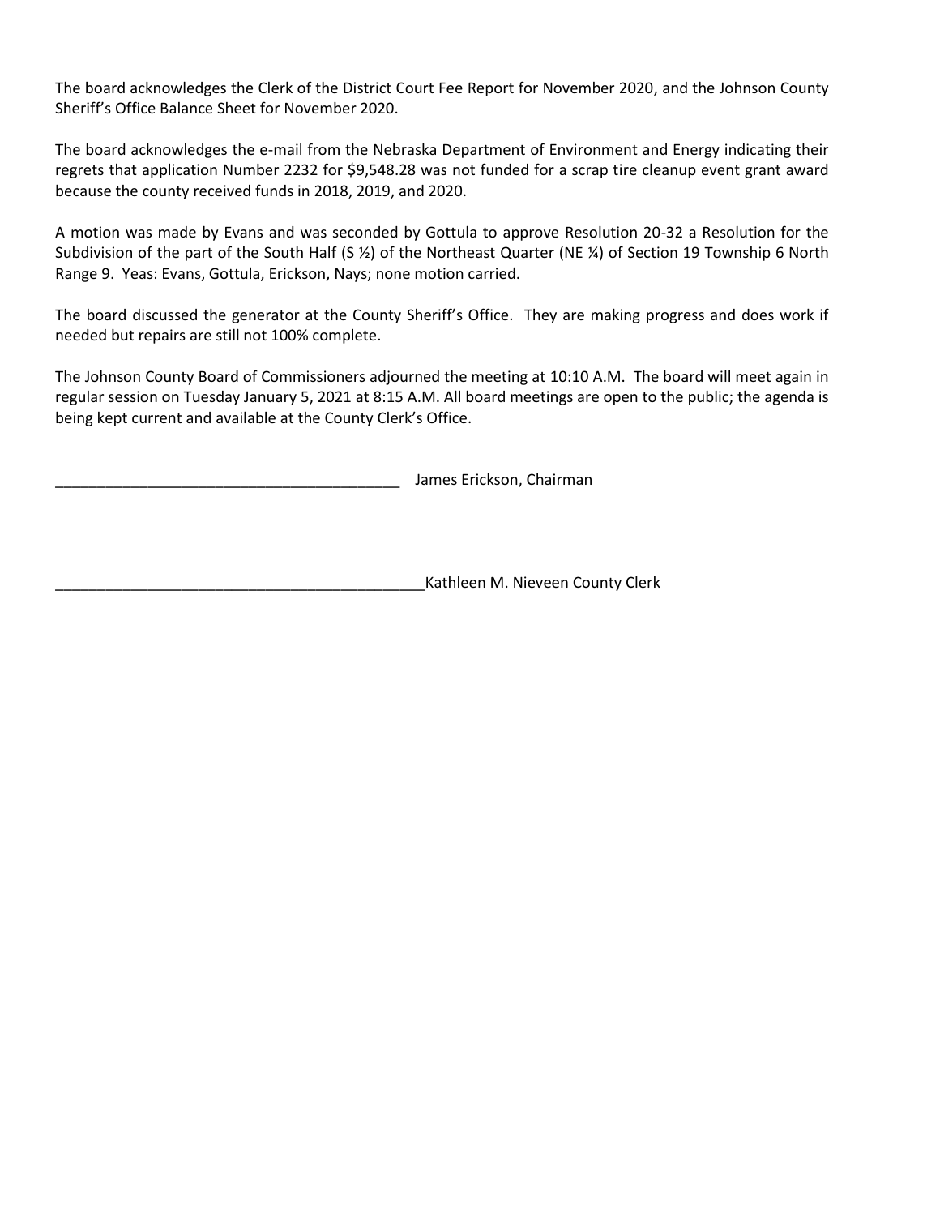The board acknowledges the Clerk of the District Court Fee Report for November 2020, and the Johnson County Sheriff's Office Balance Sheet for November 2020.

The board acknowledges the e-mail from the Nebraska Department of Environment and Energy indicating their regrets that application Number 2232 for $9,548.28 was not funded for a scrap tire cleanup event grant award because the county received funds in 2018, 2019, and 2020.

A motion was made by Evans and was seconded by Gottula to approve Resolution 20-32 a Resolution for the Subdivision of the part of the South Half (S ½) of the Northeast Quarter (NE ¼) of Section 19 Township 6 North Range 9. Yeas: Evans, Gottula, Erickson, Nays; none motion carried.

The board discussed the generator at the County Sheriff's Office. They are making progress and does work if needed but repairs are still not 100% complete.

The Johnson County Board of Commissioners adjourned the meeting at 10:10 A.M. The board will meet again in regular session on Tuesday January 5, 2021 at 8:15 A.M. All board meetings are open to the public; the agenda is being kept current and available at the County Clerk's Office.

__________________________________________ James Erickson, Chairman

_____________________________________________Kathleen M. Nieveen County Clerk